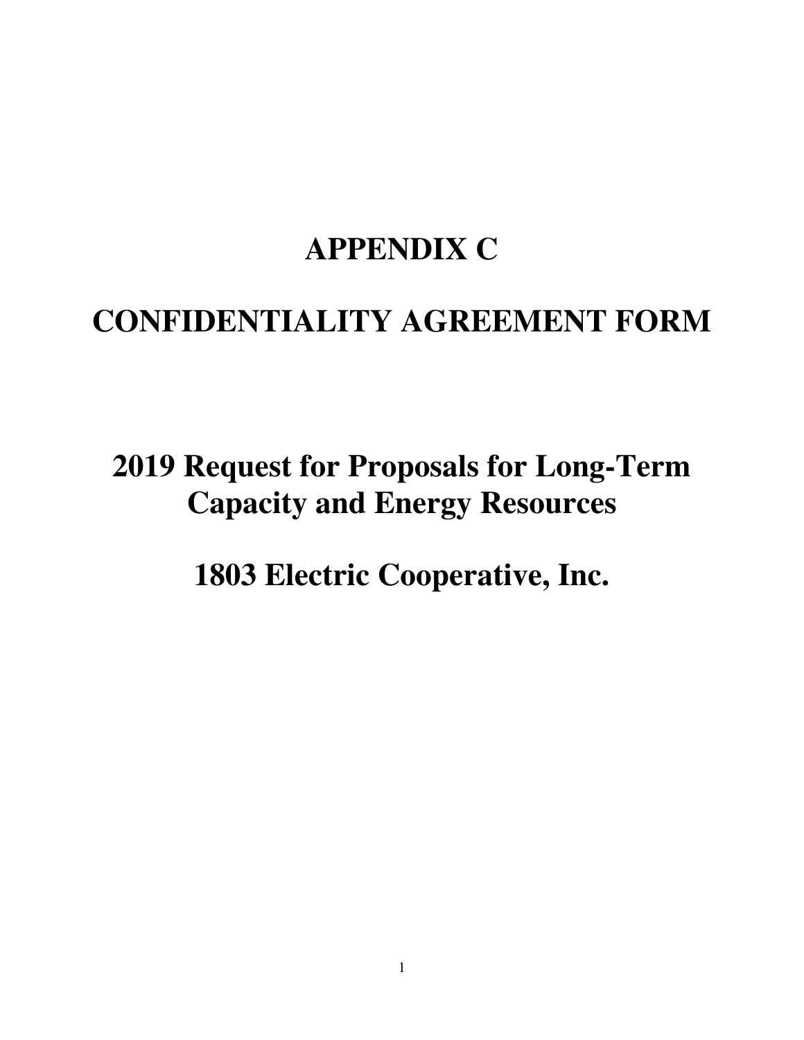# APPENDIX C

# CONFIDENTIALITY AGREEMENT FORM

# 2019 Request for Proposals for Long-Term Capacity and Energy Resources

# 1803 Electric Cooperative, Inc.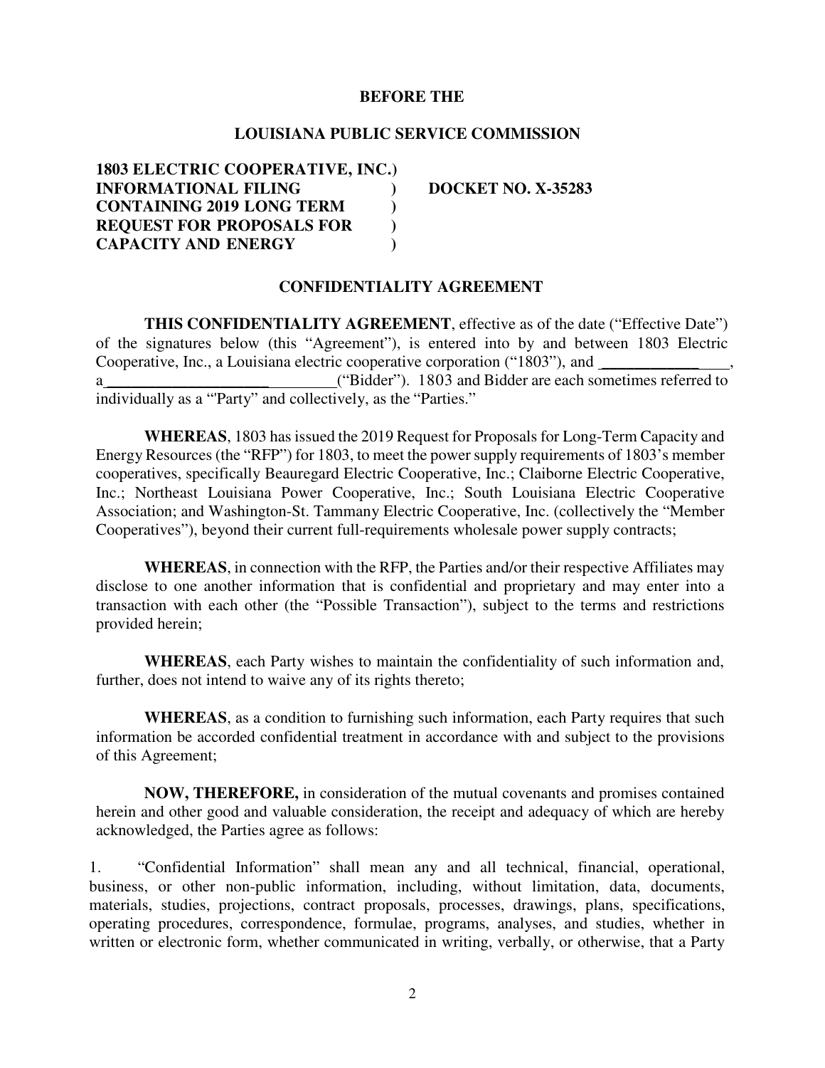**BEFORE THE**

**LOUISIANA PUBLIC SERVICE COMMISSION**

**1803 ELECTRIC COOPERATIVE, INC.) INFORMATIONAL FILING ) CONTAINING 2019 LONG TERM ) REQUEST FOR PROPOSALS FOR ) CAPACITY AND ENERGY )** **DOCKET NO. X-35283**

**CONFIDENTIALITY AGREEMENT**

**THIS CONFIDENTIALITY AGREEMENT**, effective as of the date ("Effective Date") of the signatures below (this "Agreement"), is entered into by and between 1803 Electric Cooperative, Inc., a Louisiana electric cooperative corporation ("1803"), and _________________, a_____________________________("Bidder"). 1803 and Bidder are each sometimes referred to individually as a "'Party" and collectively, as the "Parties."

**WHEREAS**, 1803 has issued the 2019 Request for Proposals for Long-Term Capacity and Energy Resources (the "RFP") for 1803, to meet the power supply requirements of 1803's member cooperatives, specifically Beauregard Electric Cooperative, Inc.; Claiborne Electric Cooperative, Inc.; Northeast Louisiana Power Cooperative, Inc.; South Louisiana Electric Cooperative Association; and Washington-St. Tammany Electric Cooperative, Inc. (collectively the "Member Cooperatives"), beyond their current full-requirements wholesale power supply contracts;

**WHEREAS**, in connection with the RFP, the Parties and/or their respective Affiliates may disclose to one another information that is confidential and proprietary and may enter into a transaction with each other (the "Possible Transaction"), subject to the terms and restrictions provided herein;

**WHEREAS**, each Party wishes to maintain the confidentiality of such information and, further, does not intend to waive any of its rights thereto;

**WHEREAS**, as a condition to furnishing such information, each Party requires that such information be accorded confidential treatment in accordance with and subject to the provisions of this Agreement;

**NOW, THEREFORE,** in consideration of the mutual covenants and promises contained herein and other good and valuable consideration, the receipt and adequacy of which are hereby acknowledged, the Parties agree as follows:

1. "Confidential Information" shall mean any and all technical, financial, operational, business, or other non-public information, including, without limitation, data, documents, materials, studies, projections, contract proposals, processes, drawings, plans, specifications, operating procedures, correspondence, formulae, programs, analyses, and studies, whether in written or electronic form, whether communicated in writing, verbally, or otherwise, that a Party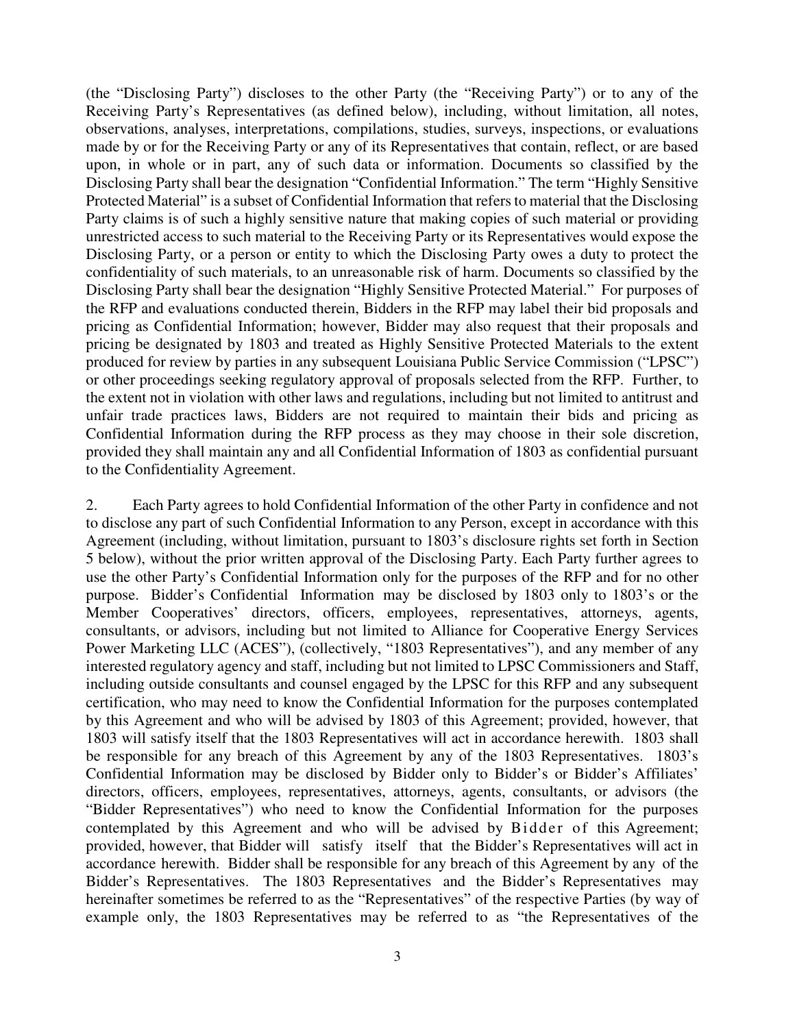(the "Disclosing Party") discloses to the other Party (the "Receiving Party") or to any of the Receiving Party's Representatives (as defined below), including, without limitation, all notes, observations, analyses, interpretations, compilations, studies, surveys, inspections, or evaluations made by or for the Receiving Party or any of its Representatives that contain, reflect, or are based upon, in whole or in part, any of such data or information. Documents so classified by the Disclosing Party shall bear the designation "Confidential Information." The term "Highly Sensitive Protected Material" is a subset of Confidential Information that refers to material that the Disclosing Party claims is of such a highly sensitive nature that making copies of such material or providing unrestricted access to such material to the Receiving Party or its Representatives would expose the Disclosing Party, or a person or entity to which the Disclosing Party owes a duty to protect the confidentiality of such materials, to an unreasonable risk of harm. Documents so classified by the Disclosing Party shall bear the designation "Highly Sensitive Protected Material." For purposes of the RFP and evaluations conducted therein, Bidders in the RFP may label their bid proposals and pricing as Confidential Information; however, Bidder may also request that their proposals and pricing be designated by 1803 and treated as Highly Sensitive Protected Materials to the extent produced for review by parties in any subsequent Louisiana Public Service Commission ("LPSC") or other proceedings seeking regulatory approval of proposals selected from the RFP. Further, to the extent not in violation with other laws and regulations, including but not limited to antitrust and unfair trade practices laws, Bidders are not required to maintain their bids and pricing as Confidential Information during the RFP process as they may choose in their sole discretion, provided they shall maintain any and all Confidential Information of 1803 as confidential pursuant to the Confidentiality Agreement.

2. Each Party agrees to hold Confidential Information of the other Party in confidence and not to disclose any part of such Confidential Information to any Person, except in accordance with this Agreement (including, without limitation, pursuant to 1803's disclosure rights set forth in Section 5 below), without the prior written approval of the Disclosing Party. Each Party further agrees to use the other Party's Confidential Information only for the purposes of the RFP and for no other purpose. Bidder's Confidential Information may be disclosed by 1803 only to 1803's or the Member Cooperatives' directors, officers, employees, representatives, attorneys, agents, consultants, or advisors, including but not limited to Alliance for Cooperative Energy Services Power Marketing LLC (ACES"), (collectively, "1803 Representatives"), and any member of any interested regulatory agency and staff, including but not limited to LPSC Commissioners and Staff, including outside consultants and counsel engaged by the LPSC for this RFP and any subsequent certification, who may need to know the Confidential Information for the purposes contemplated by this Agreement and who will be advised by 1803 of this Agreement; provided, however, that 1803 will satisfy itself that the 1803 Representatives will act in accordance herewith. 1803 shall be responsible for any breach of this Agreement by any of the 1803 Representatives. 1803's Confidential Information may be disclosed by Bidder only to Bidder's or Bidder's Affiliates' directors, officers, employees, representatives, attorneys, agents, consultants, or advisors (the "Bidder Representatives") who need to know the Confidential Information for the purposes contemplated by this Agreement and who will be advised by Bidder of this Agreement; provided, however, that Bidder will satisfy itself that the Bidder's Representatives will act in accordance herewith. Bidder shall be responsible for any breach of this Agreement by any of the Bidder's Representatives. The 1803 Representatives and the Bidder's Representatives may hereinafter sometimes be referred to as the "Representatives" of the respective Parties (by way of example only, the 1803 Representatives may be referred to as "the Representatives of the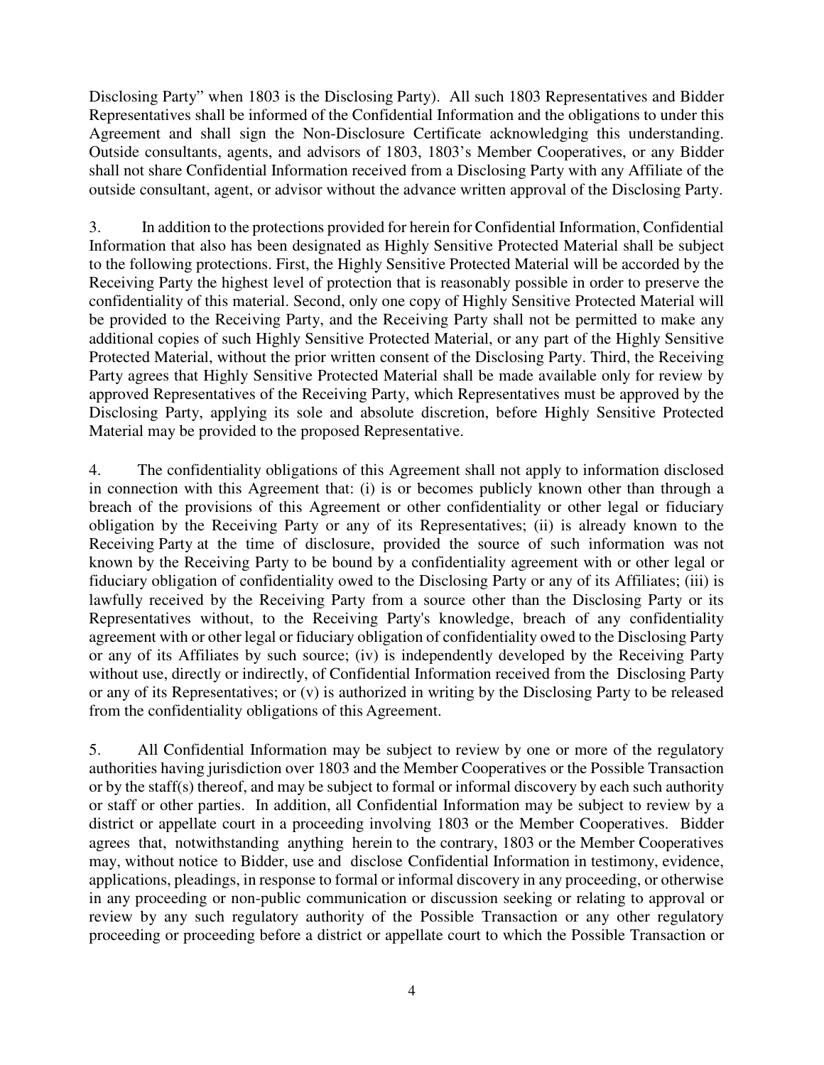Disclosing Party" when 1803 is the Disclosing Party). All such 1803 Representatives and Bidder Representatives shall be informed of the Confidential Information and the obligations to under this Agreement and shall sign the Non-Disclosure Certificate acknowledging this understanding. Outside consultants, agents, and advisors of 1803, 1803's Member Cooperatives, or any Bidder shall not share Confidential Information received from a Disclosing Party with any Affiliate of the outside consultant, agent, or advisor without the advance written approval of the Disclosing Party.

3. In addition to the protections provided for herein for Confidential Information, Confidential Information that also has been designated as Highly Sensitive Protected Material shall be subject to the following protections. First, the Highly Sensitive Protected Material will be accorded by the Receiving Party the highest level of protection that is reasonably possible in order to preserve the confidentiality of this material. Second, only one copy of Highly Sensitive Protected Material will be provided to the Receiving Party, and the Receiving Party shall not be permitted to make any additional copies of such Highly Sensitive Protected Material, or any part of the Highly Sensitive Protected Material, without the prior written consent of the Disclosing Party. Third, the Receiving Party agrees that Highly Sensitive Protected Material shall be made available only for review by approved Representatives of the Receiving Party, which Representatives must be approved by the Disclosing Party, applying its sole and absolute discretion, before Highly Sensitive Protected Material may be provided to the proposed Representative.

4. The confidentiality obligations of this Agreement shall not apply to information disclosed in connection with this Agreement that: (i) is or becomes publicly known other than through a breach of the provisions of this Agreement or other confidentiality or other legal or fiduciary obligation by the Receiving Party or any of its Representatives; (ii) is already known to the Receiving Party at the time of disclosure, provided the source of such information was not known by the Receiving Party to be bound by a confidentiality agreement with or other legal or fiduciary obligation of confidentiality owed to the Disclosing Party or any of its Affiliates; (iii) is lawfully received by the Receiving Party from a source other than the Disclosing Party or its Representatives without, to the Receiving Party's knowledge, breach of any confidentiality agreement with or other legal or fiduciary obligation of confidentiality owed to the Disclosing Party or any of its Affiliates by such source; (iv) is independently developed by the Receiving Party without use, directly or indirectly, of Confidential Information received from the Disclosing Party or any of its Representatives; or (v) is authorized in writing by the Disclosing Party to be released from the confidentiality obligations of this Agreement.

5. All Confidential Information may be subject to review by one or more of the regulatory authorities having jurisdiction over 1803 and the Member Cooperatives or the Possible Transaction or by the staff(s) thereof, and may be subject to formal or informal discovery by each such authority or staff or other parties. In addition, all Confidential Information may be subject to review by a district or appellate court in a proceeding involving 1803 or the Member Cooperatives. Bidder agrees that, notwithstanding anything herein to the contrary, 1803 or the Member Cooperatives may, without notice to Bidder, use and disclose Confidential Information in testimony, evidence, applications, pleadings, in response to formal or informal discovery in any proceeding, or otherwise in any proceeding or non-public communication or discussion seeking or relating to approval or review by any such regulatory authority of the Possible Transaction or any other regulatory proceeding or proceeding before a district or appellate court to which the Possible Transaction or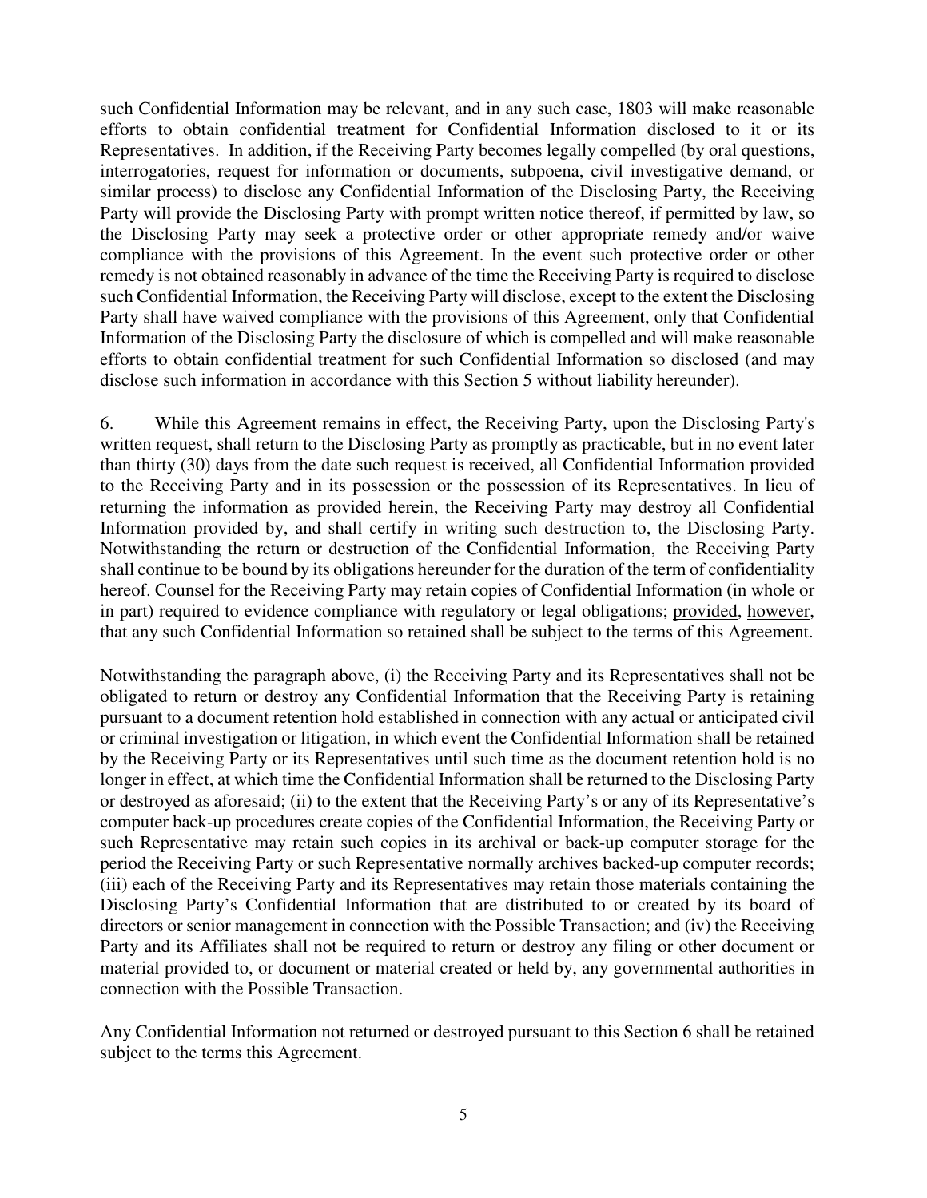such Confidential Information may be relevant, and in any such case, 1803 will make reasonable efforts to obtain confidential treatment for Confidential Information disclosed to it or its Representatives. In addition, if the Receiving Party becomes legally compelled (by oral questions, interrogatories, request for information or documents, subpoena, civil investigative demand, or similar process) to disclose any Confidential Information of the Disclosing Party, the Receiving Party will provide the Disclosing Party with prompt written notice thereof, if permitted by law, so the Disclosing Party may seek a protective order or other appropriate remedy and/or waive compliance with the provisions of this Agreement. In the event such protective order or other remedy is not obtained reasonably in advance of the time the Receiving Party is required to disclose such Confidential Information, the Receiving Party will disclose, except to the extent the Disclosing Party shall have waived compliance with the provisions of this Agreement, only that Confidential Information of the Disclosing Party the disclosure of which is compelled and will make reasonable efforts to obtain confidential treatment for such Confidential Information so disclosed (and may disclose such information in accordance with this Section 5 without liability hereunder).

6. While this Agreement remains in effect, the Receiving Party, upon the Disclosing Party's written request, shall return to the Disclosing Party as promptly as practicable, but in no event later than thirty (30) days from the date such request is received, all Confidential Information provided to the Receiving Party and in its possession or the possession of its Representatives. In lieu of returning the information as provided herein, the Receiving Party may destroy all Confidential Information provided by, and shall certify in writing such destruction to, the Disclosing Party. Notwithstanding the return or destruction of the Confidential Information, the Receiving Party shall continue to be bound by its obligations hereunder for the duration of the term of confidentiality hereof. Counsel for the Receiving Party may retain copies of Confidential Information (in whole or in part) required to evidence compliance with regulatory or legal obligations; provided, however, that any such Confidential Information so retained shall be subject to the terms of this Agreement.

Notwithstanding the paragraph above, (i) the Receiving Party and its Representatives shall not be obligated to return or destroy any Confidential Information that the Receiving Party is retaining pursuant to a document retention hold established in connection with any actual or anticipated civil or criminal investigation or litigation, in which event the Confidential Information shall be retained by the Receiving Party or its Representatives until such time as the document retention hold is no longer in effect, at which time the Confidential Information shall be returned to the Disclosing Party or destroyed as aforesaid; (ii) to the extent that the Receiving Party's or any of its Representative's computer back-up procedures create copies of the Confidential Information, the Receiving Party or such Representative may retain such copies in its archival or back-up computer storage for the period the Receiving Party or such Representative normally archives backed-up computer records; (iii) each of the Receiving Party and its Representatives may retain those materials containing the Disclosing Party's Confidential Information that are distributed to or created by its board of directors or senior management in connection with the Possible Transaction; and (iv) the Receiving Party and its Affiliates shall not be required to return or destroy any filing or other document or material provided to, or document or material created or held by, any governmental authorities in connection with the Possible Transaction.

Any Confidential Information not returned or destroyed pursuant to this Section 6 shall be retained subject to the terms this Agreement.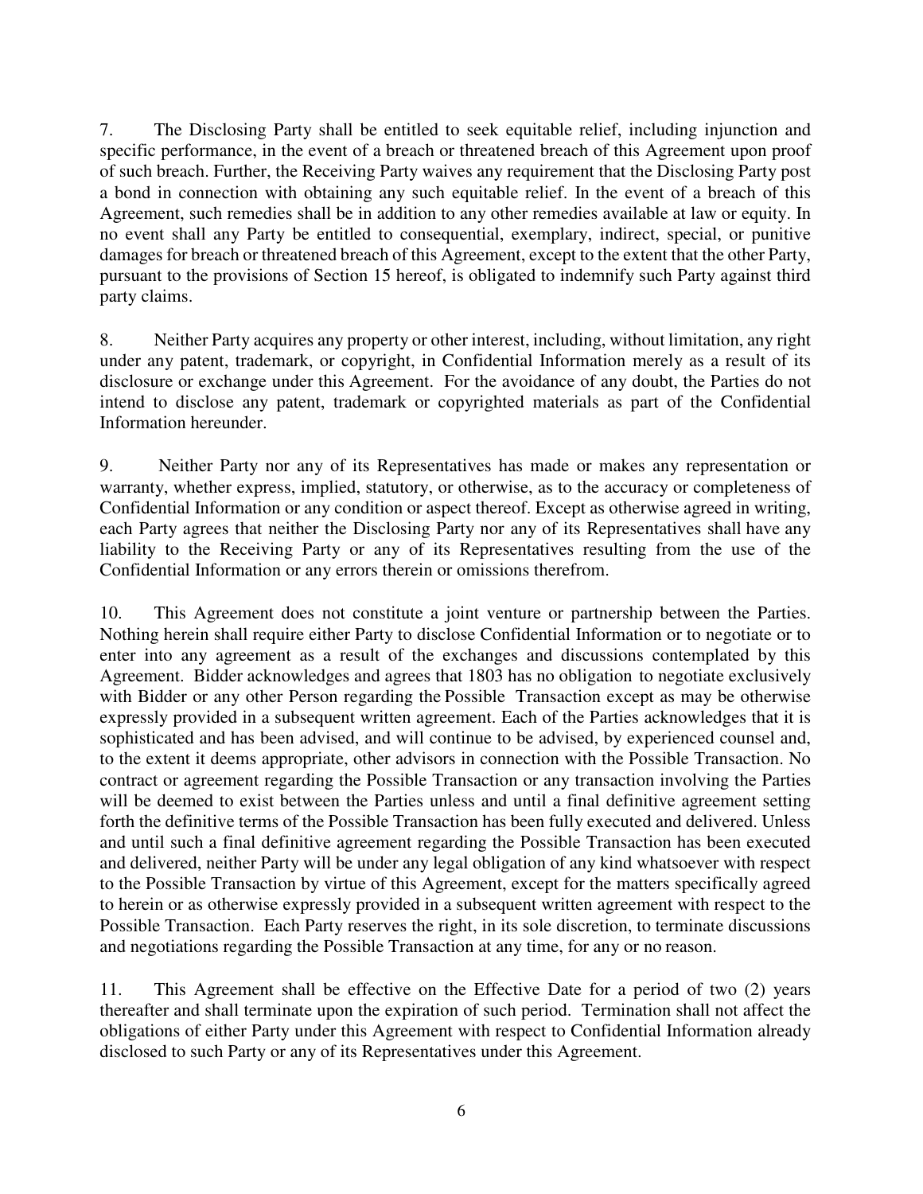7. The Disclosing Party shall be entitled to seek equitable relief, including injunction and specific performance, in the event of a breach or threatened breach of this Agreement upon proof of such breach. Further, the Receiving Party waives any requirement that the Disclosing Party post a bond in connection with obtaining any such equitable relief. In the event of a breach of this Agreement, such remedies shall be in addition to any other remedies available at law or equity. In no event shall any Party be entitled to consequential, exemplary, indirect, special, or punitive damages for breach or threatened breach of this Agreement, except to the extent that the other Party, pursuant to the provisions of Section 15 hereof, is obligated to indemnify such Party against third party claims.

8. Neither Party acquires any property or other interest, including, without limitation, any right under any patent, trademark, or copyright, in Confidential Information merely as a result of its disclosure or exchange under this Agreement. For the avoidance of any doubt, the Parties do not intend to disclose any patent, trademark or copyrighted materials as part of the Confidential Information hereunder.

9. Neither Party nor any of its Representatives has made or makes any representation or warranty, whether express, implied, statutory, or otherwise, as to the accuracy or completeness of Confidential Information or any condition or aspect thereof. Except as otherwise agreed in writing, each Party agrees that neither the Disclosing Party nor any of its Representatives shall have any liability to the Receiving Party or any of its Representatives resulting from the use of the Confidential Information or any errors therein or omissions therefrom.

10. This Agreement does not constitute a joint venture or partnership between the Parties. Nothing herein shall require either Party to disclose Confidential Information or to negotiate or to enter into any agreement as a result of the exchanges and discussions contemplated by this Agreement. Bidder acknowledges and agrees that 1803 has no obligation to negotiate exclusively with Bidder or any other Person regarding the Possible Transaction except as may be otherwise expressly provided in a subsequent written agreement. Each of the Parties acknowledges that it is sophisticated and has been advised, and will continue to be advised, by experienced counsel and, to the extent it deems appropriate, other advisors in connection with the Possible Transaction. No contract or agreement regarding the Possible Transaction or any transaction involving the Parties will be deemed to exist between the Parties unless and until a final definitive agreement setting forth the definitive terms of the Possible Transaction has been fully executed and delivered. Unless and until such a final definitive agreement regarding the Possible Transaction has been executed and delivered, neither Party will be under any legal obligation of any kind whatsoever with respect to the Possible Transaction by virtue of this Agreement, except for the matters specifically agreed to herein or as otherwise expressly provided in a subsequent written agreement with respect to the Possible Transaction. Each Party reserves the right, in its sole discretion, to terminate discussions and negotiations regarding the Possible Transaction at any time, for any or no reason.

11. This Agreement shall be effective on the Effective Date for a period of two (2) years thereafter and shall terminate upon the expiration of such period. Termination shall not affect the obligations of either Party under this Agreement with respect to Confidential Information already disclosed to such Party or any of its Representatives under this Agreement.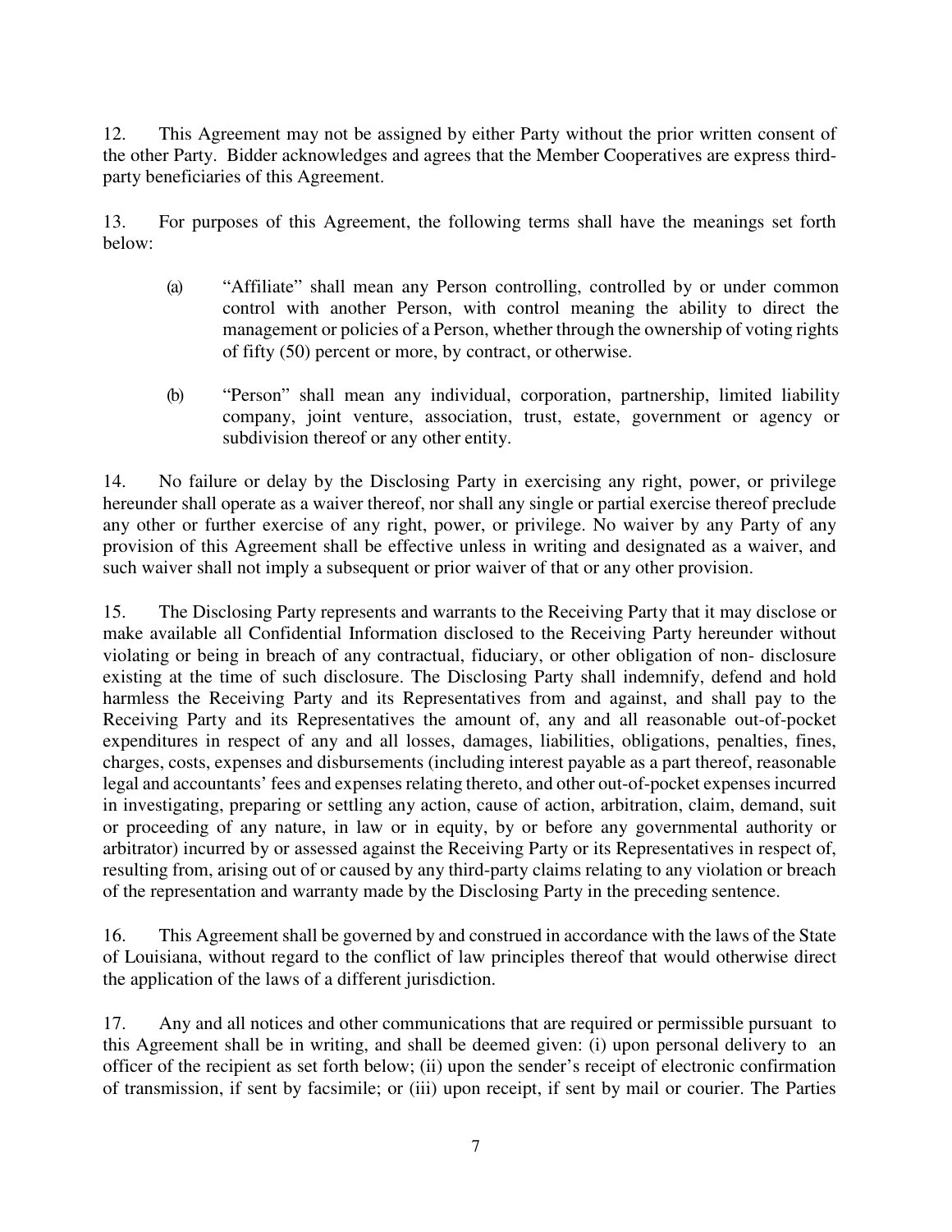12. This Agreement may not be assigned by either Party without the prior written consent of the other Party. Bidder acknowledges and agrees that the Member Cooperatives are express third-party beneficiaries of this Agreement.

13. For purposes of this Agreement, the following terms shall have the meanings set forth below:

   (a) "Affiliate" shall mean any Person controlling, controlled by or under common control with another Person, with control meaning the ability to direct the management or policies of a Person, whether through the ownership of voting rights of fifty (50) percent or more, by contract, or otherwise.

   (b) "Person" shall mean any individual, corporation, partnership, limited liability company, joint venture, association, trust, estate, government or agency or subdivision thereof or any other entity.

14. No failure or delay by the Disclosing Party in exercising any right, power, or privilege hereunder shall operate as a waiver thereof, nor shall any single or partial exercise thereof preclude any other or further exercise of any right, power, or privilege. No waiver by any Party of any provision of this Agreement shall be effective unless in writing and designated as a waiver, and such waiver shall not imply a subsequent or prior waiver of that or any other provision.

15. The Disclosing Party represents and warrants to the Receiving Party that it may disclose or make available all Confidential Information disclosed to the Receiving Party hereunder without violating or being in breach of any contractual, fiduciary, or other obligation of non- disclosure existing at the time of such disclosure. The Disclosing Party shall indemnify, defend and hold harmless the Receiving Party and its Representatives from and against, and shall pay to the Receiving Party and its Representatives the amount of, any and all reasonable out-of-pocket expenditures in respect of any and all losses, damages, liabilities, obligations, penalties, fines, charges, costs, expenses and disbursements (including interest payable as a part thereof, reasonable legal and accountants' fees and expenses relating thereto, and other out-of-pocket expenses incurred in investigating, preparing or settling any action, cause of action, arbitration, claim, demand, suit or proceeding of any nature, in law or in equity, by or before any governmental authority or arbitrator) incurred by or assessed against the Receiving Party or its Representatives in respect of, resulting from, arising out of or caused by any third-party claims relating to any violation or breach of the representation and warranty made by the Disclosing Party in the preceding sentence.

16. This Agreement shall be governed by and construed in accordance with the laws of the State of Louisiana, without regard to the conflict of law principles thereof that would otherwise direct the application of the laws of a different jurisdiction.

17. Any and all notices and other communications that are required or permissible pursuant to this Agreement shall be in writing, and shall be deemed given: (i) upon personal delivery to an officer of the recipient as set forth below; (ii) upon the sender's receipt of electronic confirmation of transmission, if sent by facsimile; or (iii) upon receipt, if sent by mail or courier. The Parties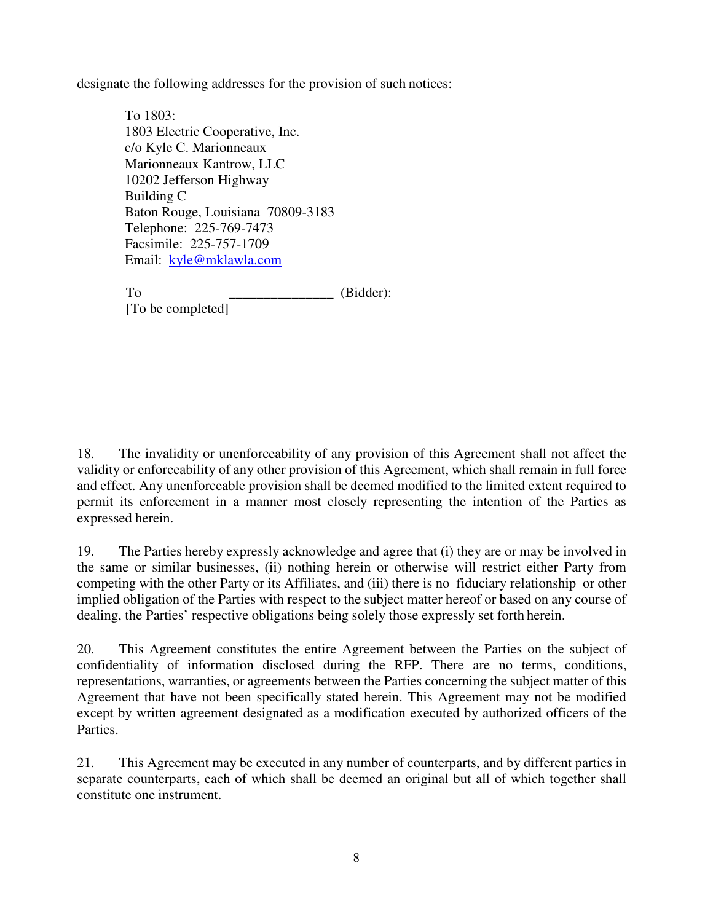designate the following addresses for the provision of such notices:

> To 1803:
> 1803 Electric Cooperative, Inc.
> c/o Kyle C. Marionneaux
> Marionneaux Kantrow, LLC
> 10202 Jefferson Highway
> Building C
> Baton Rouge, Louisiana 70809-3183
> Telephone: 225-769-7473
> Facsimile: 225-757-1709
> Email: kyle@mklawla.com
>
> To ____________________________(Bidder):
> [To be completed]

18. The invalidity or unenforceability of any provision of this Agreement shall not affect the validity or enforceability of any other provision of this Agreement, which shall remain in full force and effect. Any unenforceable provision shall be deemed modified to the limited extent required to permit its enforcement in a manner most closely representing the intention of the Parties as expressed herein.

19. The Parties hereby expressly acknowledge and agree that (i) they are or may be involved in the same or similar businesses, (ii) nothing herein or otherwise will restrict either Party from competing with the other Party or its Affiliates, and (iii) there is no fiduciary relationship or other implied obligation of the Parties with respect to the subject matter hereof or based on any course of dealing, the Parties' respective obligations being solely those expressly set forth herein.

20. This Agreement constitutes the entire Agreement between the Parties on the subject of confidentiality of information disclosed during the RFP. There are no terms, conditions, representations, warranties, or agreements between the Parties concerning the subject matter of this Agreement that have not been specifically stated herein. This Agreement may not be modified except by written agreement designated as a modification executed by authorized officers of the Parties.

21. This Agreement may be executed in any number of counterparts, and by different parties in separate counterparts, each of which shall be deemed an original but all of which together shall constitute one instrument.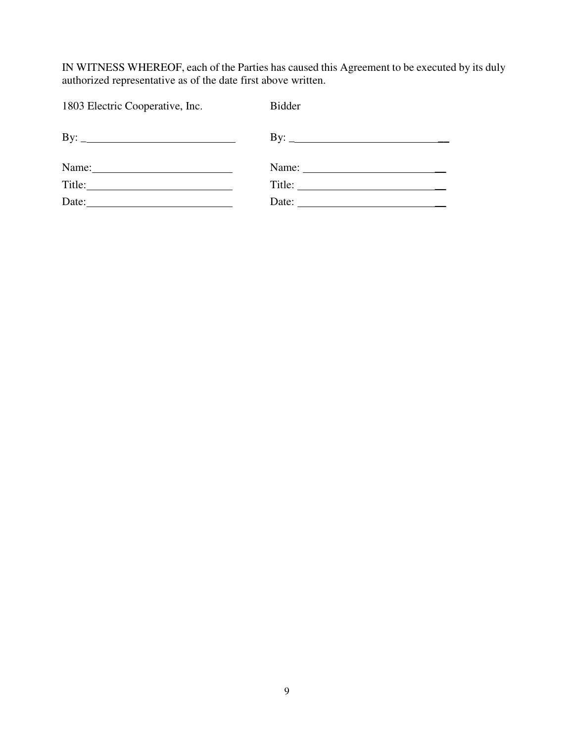IN WITNESS WHEREOF, each of the Parties has caused this Agreement to be executed by its duly authorized representative as of the date first above written.

| 1803 Electric Cooperative, Inc. | Bidder |
| --- | --- |
| By: ___________________________ | By: ___________________________ |
| Name: _________________________ | Name: _________________________ |
| Title: __________________________ | Title: __________________________ |
| Date: __________________________ | Date: __________________________ |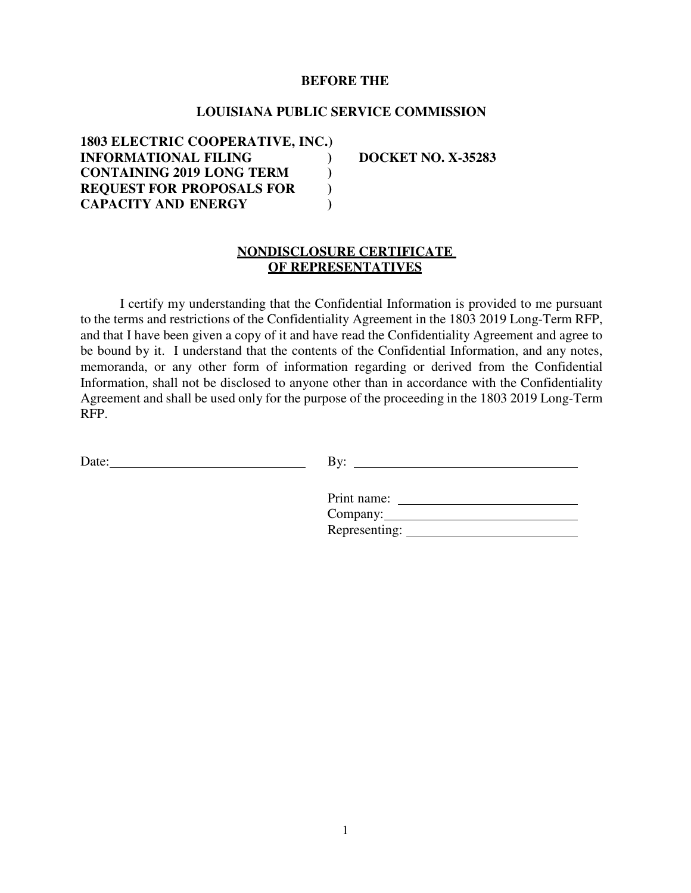**BEFORE THE**

**LOUISIANA PUBLIC SERVICE COMMISSION**

| | | |
|---|---|---|
| **1803 ELECTRIC COOPERATIVE, INC.** | **)** | |
| **INFORMATIONAL FILING** | **)** | **DOCKET NO. X-35283** |
| **CONTAINING 2019 LONG TERM** | **)** | |
| **REQUEST FOR PROPOSALS FOR** | **)** | |
| **CAPACITY AND ENERGY** | **)** | |

**NONDISCLOSURE CERTIFICATE OF REPRESENTATIVES**

I certify my understanding that the Confidential Information is provided to me pursuant to the terms and restrictions of the Confidentiality Agreement in the 1803 2019 Long-Term RFP, and that I have been given a copy of it and have read the Confidentiality Agreement and agree to be bound by it. I understand that the contents of the Confidential Information, and any notes, memoranda, or any other form of information regarding or derived from the Confidential Information, shall not be disclosed to anyone other than in accordance with the Confidentiality Agreement and shall be used only for the purpose of the proceeding in the 1803 2019 Long-Term RFP.

Date:______________________________ By: ___________________________________

Print name: ____________________________

Company:______________________________

Representing: ___________________________